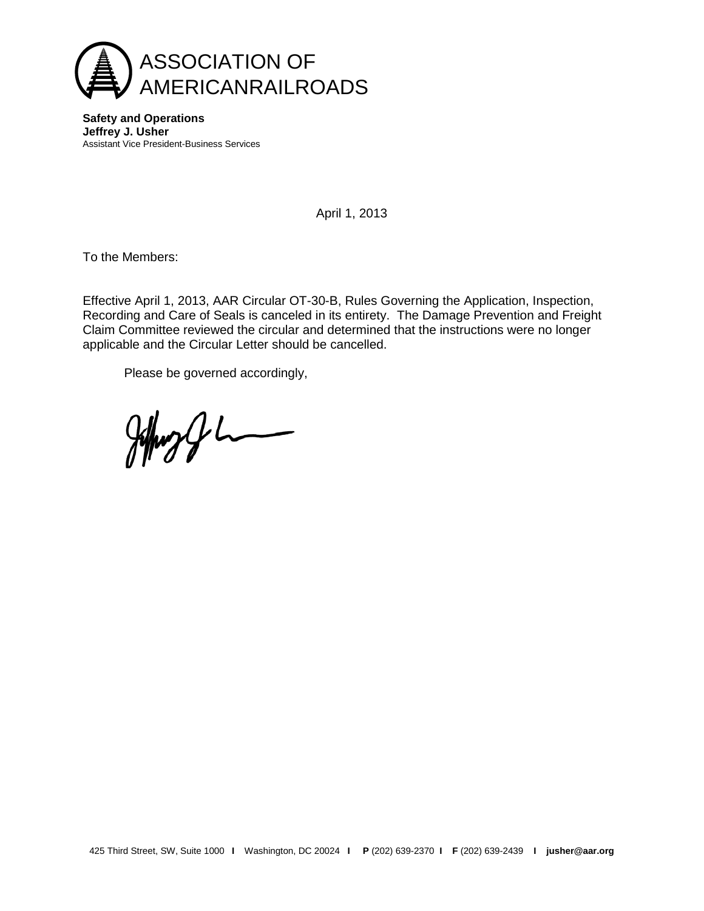ASSOCIATION OF
AMERICANRAILROADS

**Safety and Operations**
**Jeffrey J. Usher**
Assistant Vice President-Business Services

April 1, 2013

To the Members:

Effective April 1, 2013, AAR Circular OT-30-B, Rules Governing the Application, Inspection, Recording and Care of Seals is canceled in its entirety. The Damage Prevention and Freight Claim Committee reviewed the circular and determined that the instructions were no longer applicable and the Circular Letter should be cancelled.

Please be governed accordingly,

425 Third Street, SW, Suite 1000 | Washington, DC 20024 | **P** (202) 639-2370 | **F** (202) 639-2439 | **jusher@aar.org**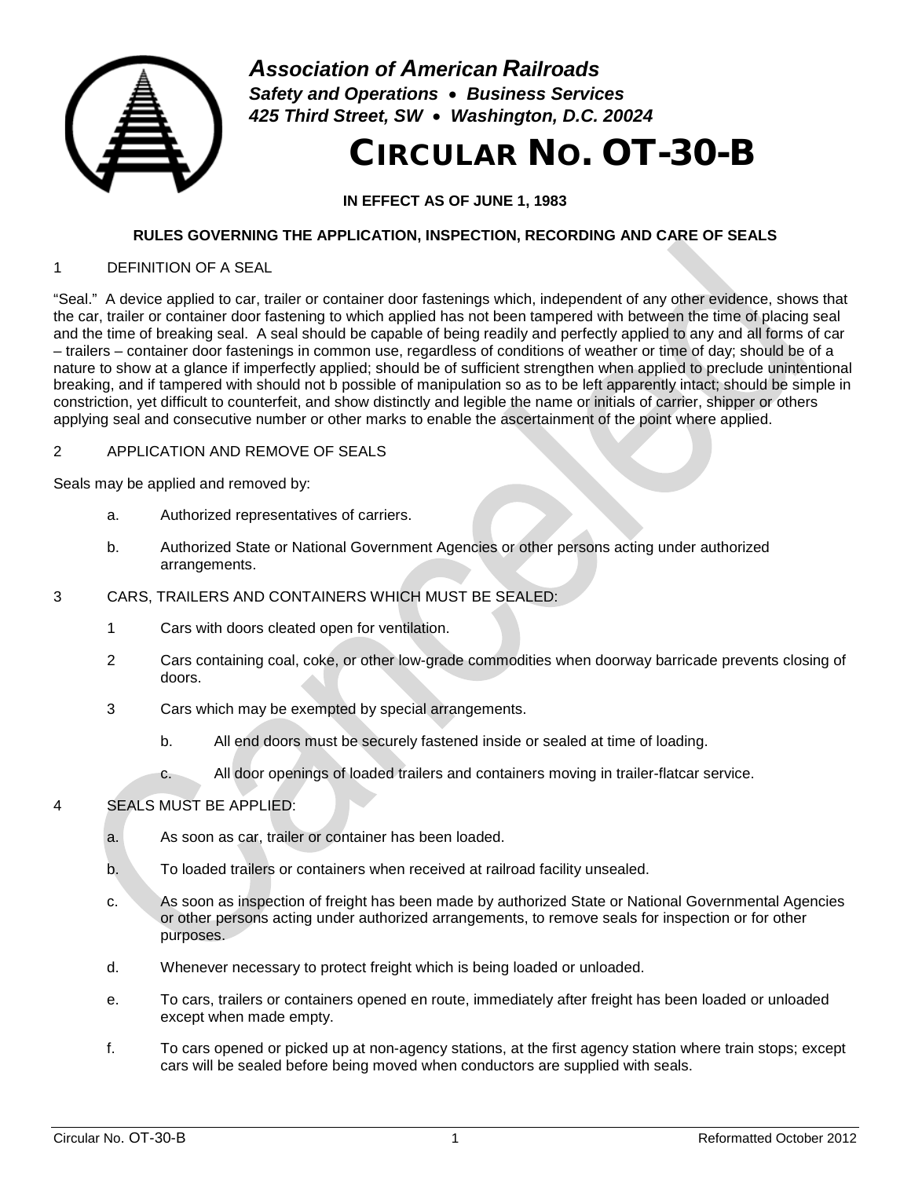# *Association of American Railroads*

***Safety and Operations • Business Services***

***425 Third Street, SW • Washington, D.C. 20024***

# CIRCULAR NO. OT-30-B

**IN EFFECT AS OF JUNE 1, 1983**

**RULES GOVERNING THE APPLICATION, INSPECTION, RECORDING AND CARE OF SEALS**

## 1 DEFINITION OF A SEAL

"Seal." A device applied to car, trailer or container door fastenings which, independent of any other evidence, shows that the car, trailer or container door fastening to which applied has not been tampered with between the time of placing seal and the time of breaking seal. A seal should be capable of being readily and perfectly applied to any and all forms of car – trailers – container door fastenings in common use, regardless of conditions of weather or time of day; should be of a nature to show at a glance if imperfectly applied; should be of sufficient strengthen when applied to preclude unintentional breaking, and if tampered with should not b possible of manipulation so as to be left apparently intact; should be simple in constriction, yet difficult to counterfeit, and show distinctly and legible the name or initials of carrier, shipper or others applying seal and consecutive number or other marks to enable the ascertainment of the point where applied.

## 2 APPLICATION AND REMOVE OF SEALS

Seals may be applied and removed by:

- a. Authorized representatives of carriers.
- b. Authorized State or National Government Agencies or other persons acting under authorized arrangements.

## 3 CARS, TRAILERS AND CONTAINERS WHICH MUST BE SEALED:

1. Cars with doors cleated open for ventilation.
2. Cars containing coal, coke, or other low-grade commodities when doorway barricade prevents closing of doors.
3. Cars which may be exempted by special arrangements.
   - b. All end doors must be securely fastened inside or sealed at time of loading.
   - c. All door openings of loaded trailers and containers moving in trailer-flatcar service.

## 4 SEALS MUST BE APPLIED:

- a. As soon as car, trailer or container has been loaded.
- b. To loaded trailers or containers when received at railroad facility unsealed.
- c. As soon as inspection of freight has been made by authorized State or National Governmental Agencies or other persons acting under authorized arrangements, to remove seals for inspection or for other purposes.
- d. Whenever necessary to protect freight which is being loaded or unloaded.
- e. To cars, trailers or containers opened en route, immediately after freight has been loaded or unloaded except when made empty.
- f. To cars opened or picked up at non-agency stations, at the first agency station where train stops; except cars will be sealed before being moved when conductors are supplied with seals.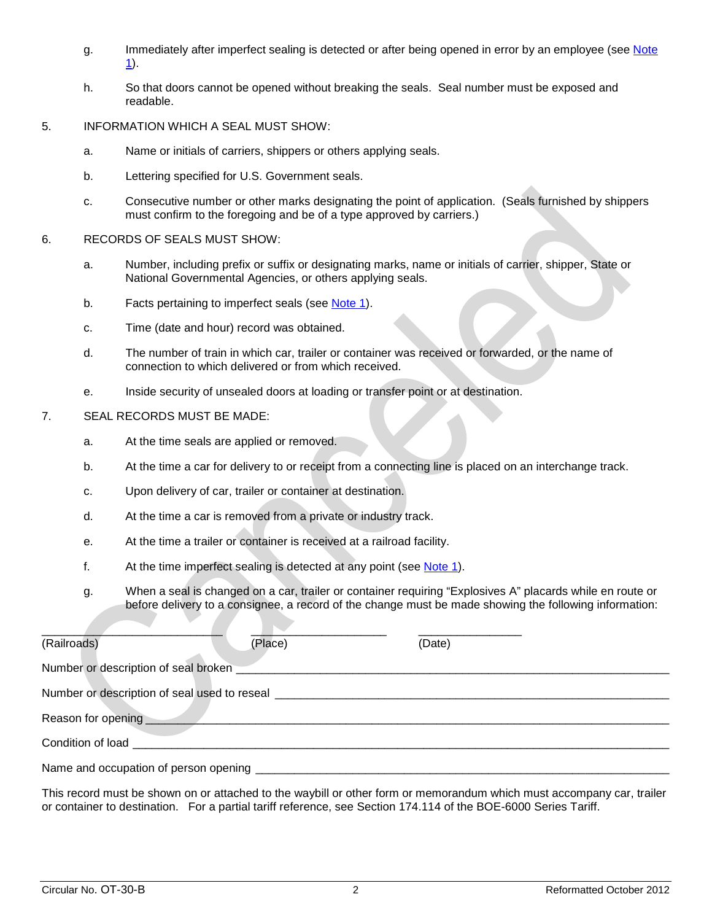g. Immediately after imperfect sealing is detected or after being opened in error by an employee (see Note 1).

h. So that doors cannot be opened without breaking the seals. Seal number must be exposed and readable.

5. INFORMATION WHICH A SEAL MUST SHOW:

a. Name or initials of carriers, shippers or others applying seals.

b. Lettering specified for U.S. Government seals.

c. Consecutive number or other marks designating the point of application. (Seals furnished by shippers must confirm to the foregoing and be of a type approved by carriers.)

6. RECORDS OF SEALS MUST SHOW:

a. Number, including prefix or suffix or designating marks, name or initials of carrier, shipper, State or National Governmental Agencies, or others applying seals.

b. Facts pertaining to imperfect seals (see Note 1).

c. Time (date and hour) record was obtained.

d. The number of train in which car, trailer or container was received or forwarded, or the name of connection to which delivered or from which received.

e. Inside security of unsealed doors at loading or transfer point or at destination.

7. SEAL RECORDS MUST BE MADE:

a. At the time seals are applied or removed.

b. At the time a car for delivery to or receipt from a connecting line is placed on an interchange track.

c. Upon delivery of car, trailer or container at destination.

d. At the time a car is removed from a private or industry track.

e. At the time a trailer or container is received at a railroad facility.

f. At the time imperfect sealing is detected at any point (see Note 1).

g. When a seal is changed on a car, trailer or container requiring "Explosives A" placards while en route or before delivery to a consignee, a record of the change must be made showing the following information:

______________________________ ______________________ ________________
(Railroads) (Place) (Date)

Number or description of seal broken ____________________________________________________________

Number or description of seal used to reseal ____________________________________________________

Reason for opening _______________________________________________________________________

Condition of load _________________________________________________________________________

Name and occupation of person opening ______________________________________________________

This record must be shown on or attached to the waybill or other form or memorandum which must accompany car, trailer or container to destination. For a partial tariff reference, see Section 174.114 of the BOE-6000 Series Tariff.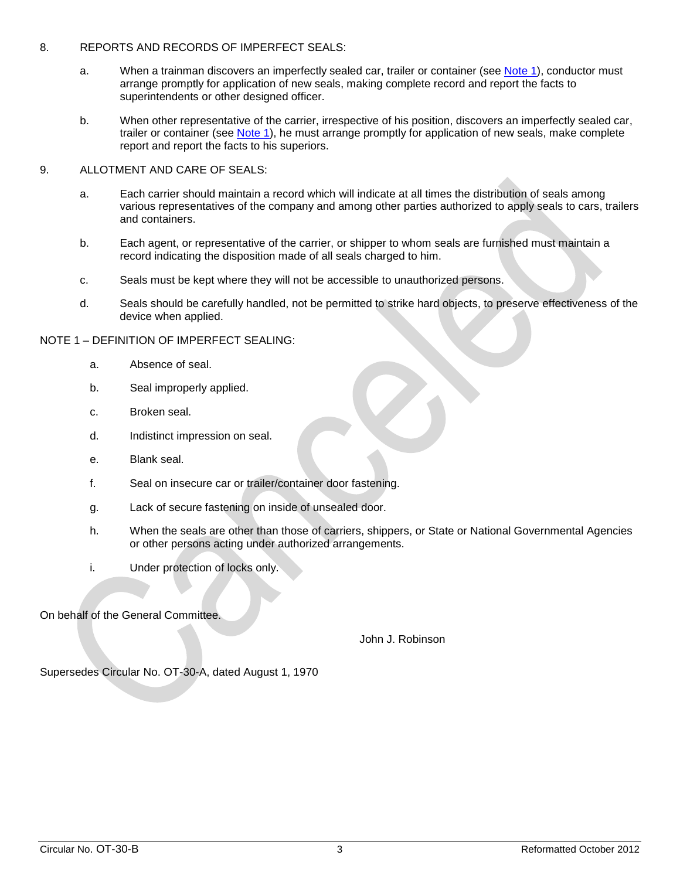8. REPORTS AND RECORDS OF IMPERFECT SEALS:

   a. When a trainman discovers an imperfectly sealed car, trailer or container (see Note 1), conductor must arrange promptly for application of new seals, making complete record and report the facts to superintendents or other designed officer.

   b. When other representative of the carrier, irrespective of his position, discovers an imperfectly sealed car, trailer or container (see Note 1), he must arrange promptly for application of new seals, make complete report and report the facts to his superiors.

9. ALLOTMENT AND CARE OF SEALS:

   a. Each carrier should maintain a record which will indicate at all times the distribution of seals among various representatives of the company and among other parties authorized to apply seals to cars, trailers and containers.

   b. Each agent, or representative of the carrier, or shipper to whom seals are furnished must maintain a record indicating the disposition made of all seals charged to him.

   c. Seals must be kept where they will not be accessible to unauthorized persons.

   d. Seals should be carefully handled, not be permitted to strike hard objects, to preserve effectiveness of the device when applied.

NOTE 1 – DEFINITION OF IMPERFECT SEALING:

   a. Absence of seal.

   b. Seal improperly applied.

   c. Broken seal.

   d. Indistinct impression on seal.

   e. Blank seal.

   f. Seal on insecure car or trailer/container door fastening.

   g. Lack of secure fastening on inside of unsealed door.

   h. When the seals are other than those of carriers, shippers, or State or National Governmental Agencies or other persons acting under authorized arrangements.

   i. Under protection of locks only.

On behalf of the General Committee.

John J. Robinson

Supersedes Circular No. OT-30-A, dated August 1, 1970